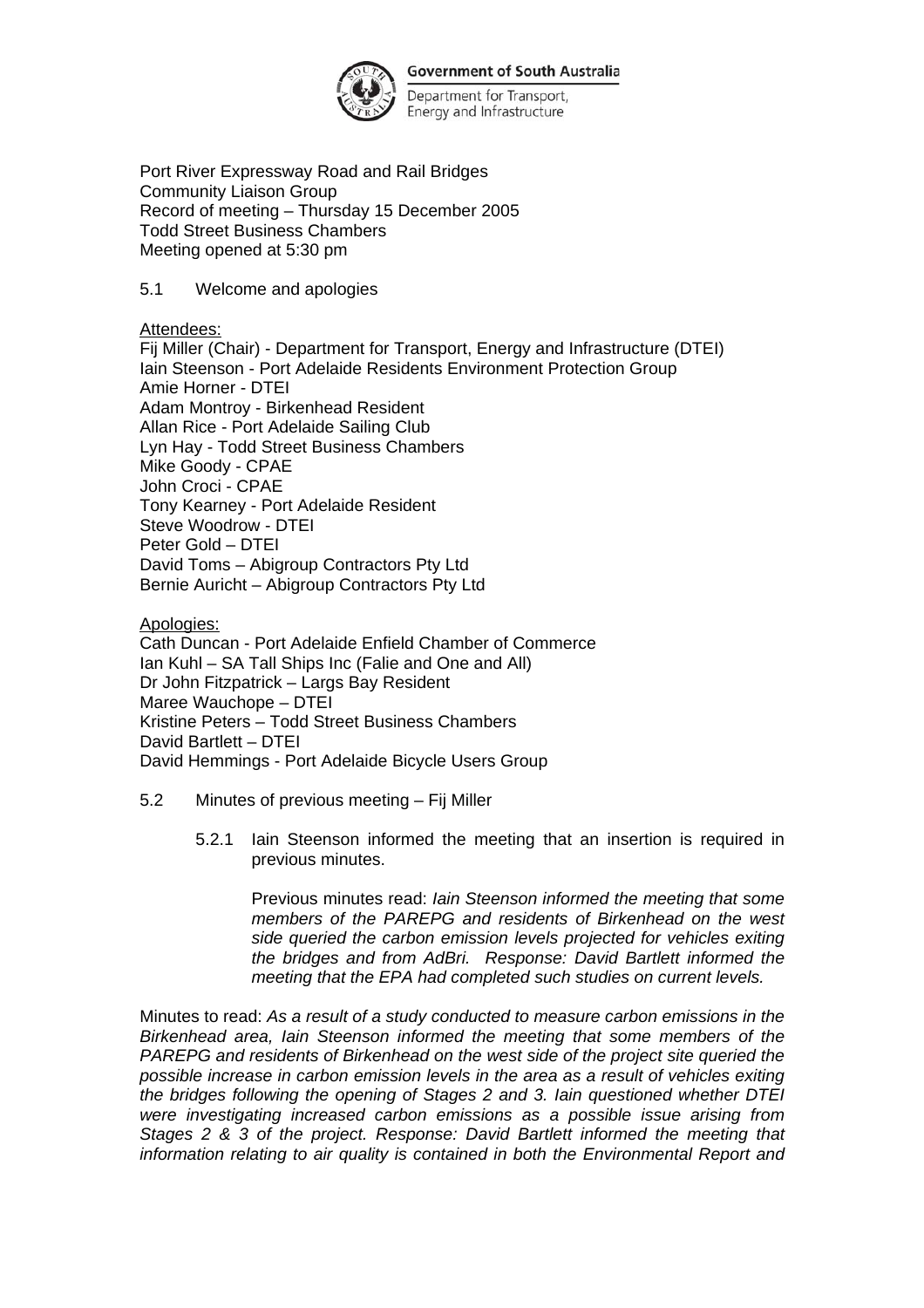Government of South Australia

Department for Transport, Energy and Infrastructure

Port River Expressway Road and Rail Bridges
Community Liaison Group
Record of meeting – Thursday 15 December 2005
Todd Street Business Chambers
Meeting opened at 5:30 pm

5.1 Welcome and apologies

Attendees:
Fij Miller (Chair) - Department for Transport, Energy and Infrastructure (DTEI)
Iain Steenson - Port Adelaide Residents Environment Protection Group
Amie Horner - DTEI
Adam Montroy - Birkenhead Resident
Allan Rice - Port Adelaide Sailing Club
Lyn Hay - Todd Street Business Chambers
Mike Goody - CPAE
John Croci - CPAE
Tony Kearney - Port Adelaide Resident
Steve Woodrow - DTEI
Peter Gold – DTEI
David Toms – Abigroup Contractors Pty Ltd
Bernie Auricht – Abigroup Contractors Pty Ltd

Apologies:
Cath Duncan - Port Adelaide Enfield Chamber of Commerce
Ian Kuhl – SA Tall Ships Inc (Falie and One and All)
Dr John Fitzpatrick – Largs Bay Resident
Maree Wauchope – DTEI
Kristine Peters – Todd Street Business Chambers
David Bartlett – DTEI
David Hemmings - Port Adelaide Bicycle Users Group

5.2 Minutes of previous meeting – Fij Miller

5.2.1 Iain Steenson informed the meeting that an insertion is required in previous minutes.

Previous minutes read: *Iain Steenson informed the meeting that some members of the PAREPG and residents of Birkenhead on the west side queried the carbon emission levels projected for vehicles exiting the bridges and from AdBri. Response: David Bartlett informed the meeting that the EPA had completed such studies on current levels.*

Minutes to read: *As a result of a study conducted to measure carbon emissions in the Birkenhead area, Iain Steenson informed the meeting that some members of the PAREPG and residents of Birkenhead on the west side of the project site queried the possible increase in carbon emission levels in the area as a result of vehicles exiting the bridges following the opening of Stages 2 and 3. Iain questioned whether DTEI were investigating increased carbon emissions as a possible issue arising from Stages 2 & 3 of the project. Response: David Bartlett informed the meeting that information relating to air quality is contained in both the Environmental Report and*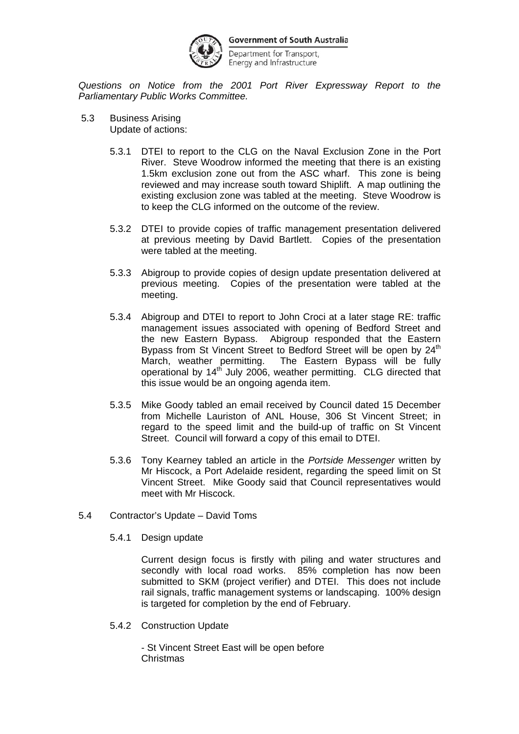Government of South Australia

Department for Transport, Energy and Infrastructure

*Questions on Notice from the 2001 Port River Expressway Report to the Parliamentary Public Works Committee.*

5.3 Business Arising
Update of actions:

5.3.1 DTEI to report to the CLG on the Naval Exclusion Zone in the Port River. Steve Woodrow informed the meeting that there is an existing 1.5km exclusion zone out from the ASC wharf. This zone is being reviewed and may increase south toward Shiplift. A map outlining the existing exclusion zone was tabled at the meeting. Steve Woodrow is to keep the CLG informed on the outcome of the review.

5.3.2 DTEI to provide copies of traffic management presentation delivered at previous meeting by David Bartlett. Copies of the presentation were tabled at the meeting.

5.3.3 Abigroup to provide copies of design update presentation delivered at previous meeting. Copies of the presentation were tabled at the meeting.

5.3.4 Abigroup and DTEI to report to John Croci at a later stage RE: traffic management issues associated with opening of Bedford Street and the new Eastern Bypass. Abigroup responded that the Eastern Bypass from St Vincent Street to Bedford Street will be open by 24th March, weather permitting. The Eastern Bypass will be fully operational by 14th July 2006, weather permitting. CLG directed that this issue would be an ongoing agenda item.

5.3.5 Mike Goody tabled an email received by Council dated 15 December from Michelle Lauriston of ANL House, 306 St Vincent Street; in regard to the speed limit and the build-up of traffic on St Vincent Street. Council will forward a copy of this email to DTEI.

5.3.6 Tony Kearney tabled an article in the *Portside Messenger* written by Mr Hiscock, a Port Adelaide resident, regarding the speed limit on St Vincent Street. Mike Goody said that Council representatives would meet with Mr Hiscock.

5.4 Contractor's Update – David Toms

5.4.1 Design update

Current design focus is firstly with piling and water structures and secondly with local road works. 85% completion has now been submitted to SKM (project verifier) and DTEI. This does not include rail signals, traffic management systems or landscaping. 100% design is targeted for completion by the end of February.

5.4.2 Construction Update

- St Vincent Street East will be open before Christmas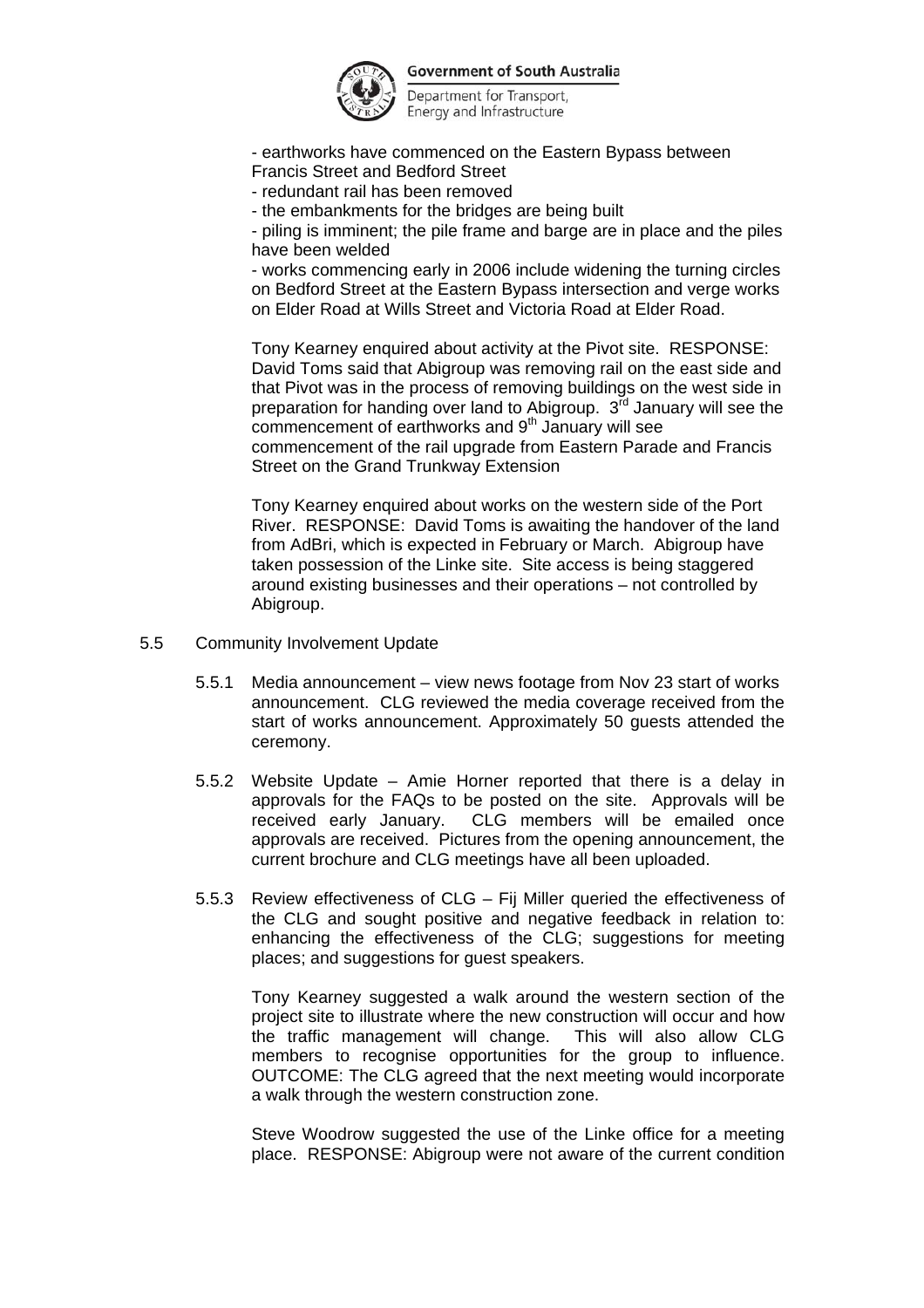- earthworks have commenced on the Eastern Bypass between Francis Street and Bedford Street
- redundant rail has been removed
- the embankments for the bridges are being built
- piling is imminent; the pile frame and barge are in place and the piles have been welded
- works commencing early in 2006 include widening the turning circles on Bedford Street at the Eastern Bypass intersection and verge works on Elder Road at Wills Street and Victoria Road at Elder Road.

Tony Kearney enquired about activity at the Pivot site. RESPONSE: David Toms said that Abigroup was removing rail on the east side and that Pivot was in the process of removing buildings on the west side in preparation for handing over land to Abigroup. 3rd January will see the commencement of earthworks and 9th January will see commencement of the rail upgrade from Eastern Parade and Francis Street on the Grand Trunkway Extension

Tony Kearney enquired about works on the western side of the Port River. RESPONSE: David Toms is awaiting the handover of the land from AdBri, which is expected in February or March. Abigroup have taken possession of the Linke site. Site access is being staggered around existing businesses and their operations – not controlled by Abigroup.

5.5 Community Involvement Update

5.5.1 Media announcement – view news footage from Nov 23 start of works announcement. CLG reviewed the media coverage received from the start of works announcement. Approximately 50 guests attended the ceremony.

5.5.2 Website Update – Amie Horner reported that there is a delay in approvals for the FAQs to be posted on the site. Approvals will be received early January. CLG members will be emailed once approvals are received. Pictures from the opening announcement, the current brochure and CLG meetings have all been uploaded.

5.5.3 Review effectiveness of CLG – Fij Miller queried the effectiveness of the CLG and sought positive and negative feedback in relation to: enhancing the effectiveness of the CLG; suggestions for meeting places; and suggestions for guest speakers.

Tony Kearney suggested a walk around the western section of the project site to illustrate where the new construction will occur and how the traffic management will change. This will also allow CLG members to recognise opportunities for the group to influence. OUTCOME: The CLG agreed that the next meeting would incorporate a walk through the western construction zone.

Steve Woodrow suggested the use of the Linke office for a meeting place. RESPONSE: Abigroup were not aware of the current condition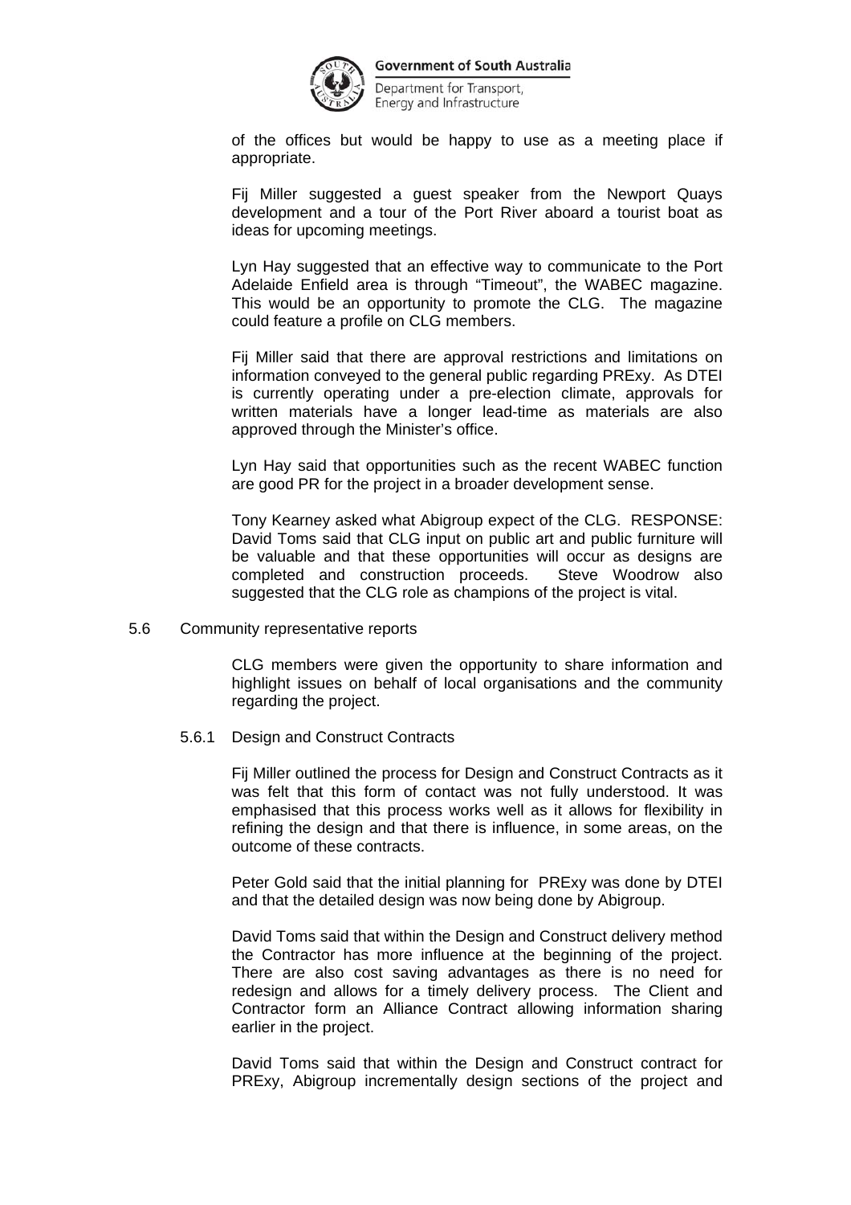of the offices but would be happy to use as a meeting place if appropriate.

Fij Miller suggested a guest speaker from the Newport Quays development and a tour of the Port River aboard a tourist boat as ideas for upcoming meetings.

Lyn Hay suggested that an effective way to communicate to the Port Adelaide Enfield area is through "Timeout", the WABEC magazine. This would be an opportunity to promote the CLG. The magazine could feature a profile on CLG members.

Fij Miller said that there are approval restrictions and limitations on information conveyed to the general public regarding PRExy. As DTEI is currently operating under a pre-election climate, approvals for written materials have a longer lead-time as materials are also approved through the Minister's office.

Lyn Hay said that opportunities such as the recent WABEC function are good PR for the project in a broader development sense.

Tony Kearney asked what Abigroup expect of the CLG. RESPONSE: David Toms said that CLG input on public art and public furniture will be valuable and that these opportunities will occur as designs are completed and construction proceeds. Steve Woodrow also suggested that the CLG role as champions of the project is vital.

5.6 Community representative reports

CLG members were given the opportunity to share information and highlight issues on behalf of local organisations and the community regarding the project.

5.6.1 Design and Construct Contracts

Fij Miller outlined the process for Design and Construct Contracts as it was felt that this form of contact was not fully understood. It was emphasised that this process works well as it allows for flexibility in refining the design and that there is influence, in some areas, on the outcome of these contracts.

Peter Gold said that the initial planning for PRExy was done by DTEI and that the detailed design was now being done by Abigroup.

David Toms said that within the Design and Construct delivery method the Contractor has more influence at the beginning of the project. There are also cost saving advantages as there is no need for redesign and allows for a timely delivery process. The Client and Contractor form an Alliance Contract allowing information sharing earlier in the project.

David Toms said that within the Design and Construct contract for PRExy, Abigroup incrementally design sections of the project and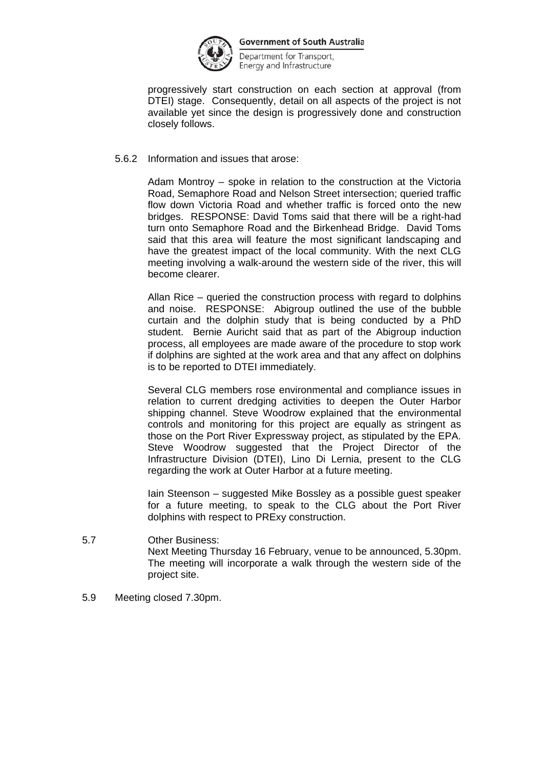progressively start construction on each section at approval (from DTEI) stage. Consequently, detail on all aspects of the project is not available yet since the design is progressively done and construction closely follows.

5.6.2 Information and issues that arose:

Adam Montroy – spoke in relation to the construction at the Victoria Road, Semaphore Road and Nelson Street intersection; queried traffic flow down Victoria Road and whether traffic is forced onto the new bridges. RESPONSE: David Toms said that there will be a right-had turn onto Semaphore Road and the Birkenhead Bridge. David Toms said that this area will feature the most significant landscaping and have the greatest impact of the local community. With the next CLG meeting involving a walk-around the western side of the river, this will become clearer.

Allan Rice – queried the construction process with regard to dolphins and noise. RESPONSE: Abigroup outlined the use of the bubble curtain and the dolphin study that is being conducted by a PhD student. Bernie Auricht said that as part of the Abigroup induction process, all employees are made aware of the procedure to stop work if dolphins are sighted at the work area and that any affect on dolphins is to be reported to DTEI immediately.

Several CLG members rose environmental and compliance issues in relation to current dredging activities to deepen the Outer Harbor shipping channel. Steve Woodrow explained that the environmental controls and monitoring for this project are equally as stringent as those on the Port River Expressway project, as stipulated by the EPA. Steve Woodrow suggested that the Project Director of the Infrastructure Division (DTEI), Lino Di Lernia, present to the CLG regarding the work at Outer Harbor at a future meeting.

Iain Steenson – suggested Mike Bossley as a possible guest speaker for a future meeting, to speak to the CLG about the Port River dolphins with respect to PRExy construction.

5.7 Other Business:
Next Meeting Thursday 16 February, venue to be announced, 5.30pm. The meeting will incorporate a walk through the western side of the project site.

5.9 Meeting closed 7.30pm.